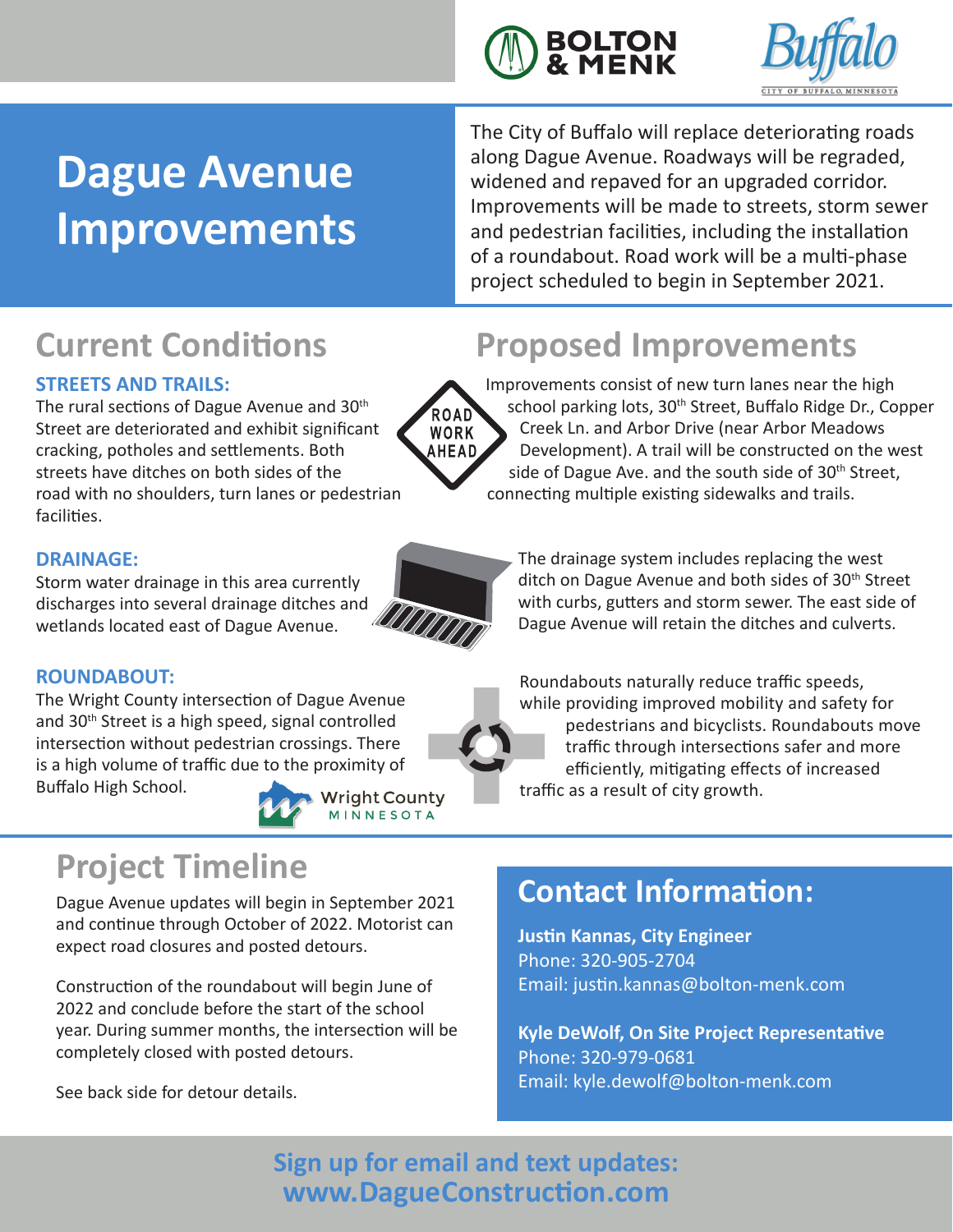# Dague Avenue Improvements

The City of Buffalo will replace deteriorating roads along Dague Avenue. Roadways will be regraded, widened and repaved for an upgraded corridor. Improvements will be made to streets, storm sewer and pedestrian facilities, including the installation of a roundabout. Road work will be a multi-phase project scheduled to begin in September 2021.

## Current Conditions

### STREETS AND TRAILS:

The rural sections of Dague Avenue and 30th Street are deteriorated and exhibit significant cracking, potholes and settlements. Both streets have ditches on both sides of the road with no shoulders, turn lanes or pedestrian facilities.

### DRAINAGE:

Storm water drainage in this area currently discharges into several drainage ditches and wetlands located east of Dague Avenue.

### ROUNDABOUT:

The Wright County intersection of Dague Avenue and 30th Street is a high speed, signal controlled intersection without pedestrian crossings. There is a high volume of traffic due to the proximity of Buffalo High School.

## Proposed Improvements

Improvements consist of new turn lanes near the high school parking lots, 30th Street, Buffalo Ridge Dr., Copper Creek Ln. and Arbor Drive (near Arbor Meadows Development). A trail will be constructed on the west side of Dague Ave. and the south side of 30th Street, connecting multiple existing sidewalks and trails.

The drainage system includes replacing the west ditch on Dague Avenue and both sides of 30th Street with curbs, gutters and storm sewer. The east side of Dague Avenue will retain the ditches and culverts.

Roundabouts naturally reduce traffic speeds, while providing improved mobility and safety for pedestrians and bicyclists. Roundabouts move traffic through intersections safer and more efficiently, mitigating effects of increased traffic as a result of city growth.

## Project Timeline

Dague Avenue updates will begin in September 2021 and continue through October of 2022. Motorist can expect road closures and posted detours.

Construction of the roundabout will begin June of 2022 and conclude before the start of the school year. During summer months, the intersection will be completely closed with posted detours.

See back side for detour details.

## Contact Information:

**Justin Kannas, City Engineer**
Phone: 320-905-2704
Email: justin.kannas@bolton-menk.com

**Kyle DeWolf, On Site Project Representative**
Phone: 320-979-0681
Email: kyle.dewolf@bolton-menk.com

**Sign up for email and text updates:**
**www.DagueConstruction.com**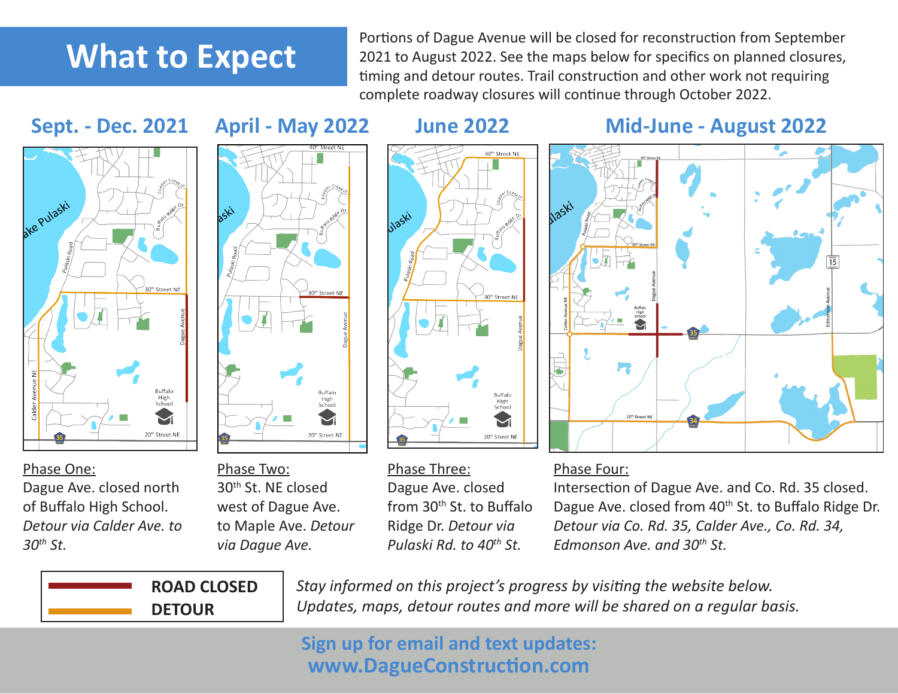# What to Expect

Portions of Dague Avenue will be closed for reconstruction from September 2021 to August 2022. See the maps below for specifics on planned closures, timing and detour routes. Trail construction and other work not requiring complete roadway closures will continue through October 2022.

## Sept. - Dec. 2021

Phase One:
Dague Ave. closed north of Buffalo High School. *Detour via Calder Ave. to 30th St.*

## April - May 2022

Phase Two:
30th St. NE closed west of Dague Ave. to Maple Ave. *Detour via Dague Ave.*

## June 2022

Phase Three:
Dague Ave. closed from 30th St. to Buffalo Ridge Dr. *Detour via Pulaski Rd. to 40th St.*

## Mid-June - August 2022

Phase Four:
Intersection of Dague Ave. and Co. Rd. 35 closed. Dague Ave. closed from 40th St. to Buffalo Ridge Dr. *Detour via Co. Rd. 35, Calder Ave., Co. Rd. 34, Edmonson Ave. and 30th St.*

**ROAD CLOSED**
**DETOUR**

*Stay informed on this project's progress by visiting the website below. Updates, maps, detour routes and more will be shared on a regular basis.*

**Sign up for email and text updates:**
**www.DagueConstruction.com**